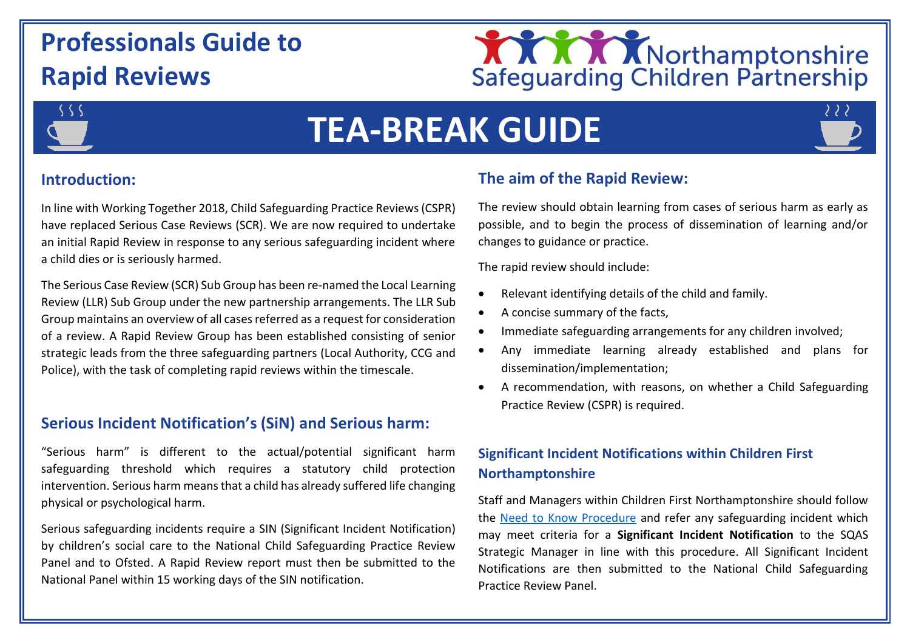# Professional​s Guide to Rapid Reviews

Northamptonshire Safeguarding Children Partnership

## TEA-BREAK GUIDE

## Introduction:

In line with Working Together 2018, Child Safeguarding Practice Reviews (CSPR) have replaced Serious Case Reviews (SCR). We are now required to undertake an initial Rapid Review in response to any serious safeguarding incident where a child dies or is seriously harmed.

The Serious Case Review (SCR) Sub Group has been re-named the Local Learning Review (LLR) Sub Group under the new partnership arrangements. The LLR Sub Group maintains an overview of all cases referred as a request for consideration of a review. A Rapid Review Group has been established consisting of senior strategic leads from the three safeguarding partners (Local Authority, CCG and Police), with the task of completing rapid reviews within the timescale.

## Serious Incident Notification's (SiN) and Serious harm:

"Serious harm" is different to the actual/potential significant harm safeguarding threshold which requires a statutory child protection intervention. Serious harm means that a child has already suffered life changing physical or psychological harm.

Serious safeguarding incidents require a SIN (Significant Incident Notification) by children's social care to the National Child Safeguarding Practice Review Panel and to Ofsted. A Rapid Review report must then be submitted to the National Panel within 15 working days of the SIN notification.

## The aim of the Rapid Review:

The review should obtain learning from cases of serious harm as early as possible, and to begin the process of dissemination of learning and/or changes to guidance or practice.

The rapid review should include:

- Relevant identifying details of the child and family.
- A concise summary of the facts,
- Immediate safeguarding arrangements for any children involved;
- Any immediate learning already established and plans for dissemination/implementation;
- A recommendation, with reasons, on whether a Child Safeguarding Practice Review (CSPR) is required.

## Significant Incident Notifications within Children First Northamptonshire

Staff and Managers within Children First Northamptonshire should follow the Need to Know Procedure and refer any safeguarding incident which may meet criteria for a **Significant Incident Notification** to the SQAS Strategic Manager in line with this procedure. All Significant Incident Notifications are then submitted to the National Child Safeguarding Practice Review Panel.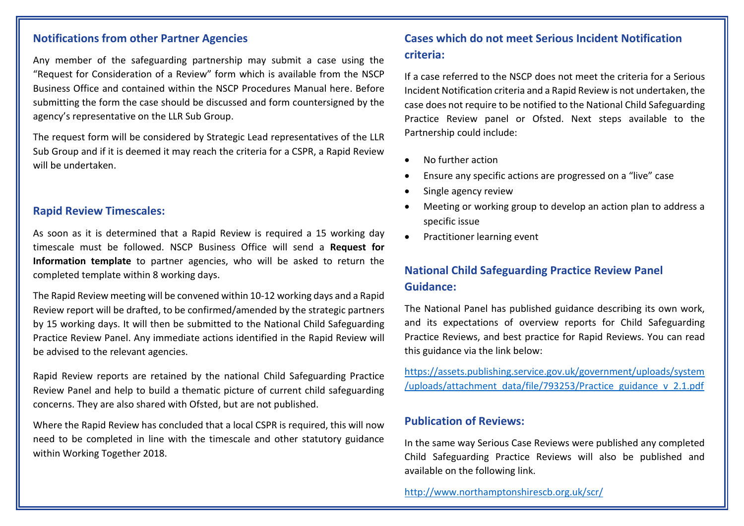## Notifications from other Partner Agencies

Any member of the safeguarding partnership may submit a case using the "Request for Consideration of a Review" form which is available from the NSCP Business Office and contained within the NSCP Procedures Manual here. Before submitting the form the case should be discussed and form countersigned by the agency's representative on the LLR Sub Group.

The request form will be considered by Strategic Lead representatives of the LLR Sub Group and if it is deemed it may reach the criteria for a CSPR, a Rapid Review will be undertaken.

## Rapid Review Timescales:

As soon as it is determined that a Rapid Review is required a 15 working day timescale must be followed. NSCP Business Office will send a **Request for Information template** to partner agencies, who will be asked to return the completed template within 8 working days.

The Rapid Review meeting will be convened within 10-12 working days and a Rapid Review report will be drafted, to be confirmed/amended by the strategic partners by 15 working days. It will then be submitted to the National Child Safeguarding Practice Review Panel. Any immediate actions identified in the Rapid Review will be advised to the relevant agencies.

Rapid Review reports are retained by the national Child Safeguarding Practice Review Panel and help to build a thematic picture of current child safeguarding concerns. They are also shared with Ofsted, but are not published.

Where the Rapid Review has concluded that a local CSPR is required, this will now need to be completed in line with the timescale and other statutory guidance within Working Together 2018.

## Cases which do not meet Serious Incident Notification criteria:

If a case referred to the NSCP does not meet the criteria for a Serious Incident Notification criteria and a Rapid Review is not undertaken, the case does not require to be notified to the National Child Safeguarding Practice Review panel or Ofsted. Next steps available to the Partnership could include:

- No further action
- Ensure any specific actions are progressed on a "live" case
- Single agency review
- Meeting or working group to develop an action plan to address a specific issue
- Practitioner learning event

## National Child Safeguarding Practice Review Panel Guidance:

The National Panel has published guidance describing its own work, and its expectations of overview reports for Child Safeguarding Practice Reviews, and best practice for Rapid Reviews. You can read this guidance via the link below:

https://assets.publishing.service.gov.uk/government/uploads/system/uploads/attachment_data/file/793253/Practice_guidance_v_2.1.pdf

## Publication of Reviews:

In the same way Serious Case Reviews were published any completed Child Safeguarding Practice Reviews will also be published and available on the following link.

http://www.northamptonshirescb.org.uk/scr/